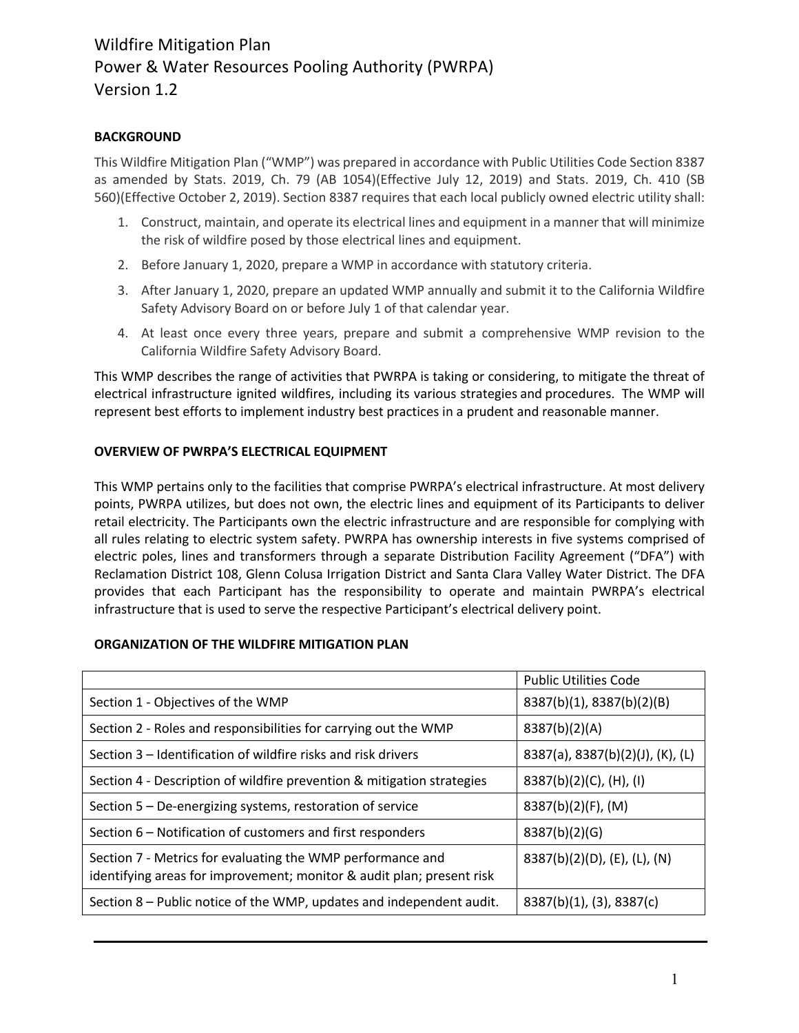# Wildfire Mitigation Plan
# Power & Water Resources Pooling Authority (PWRPA)
# Version 1.2

## BACKGROUND

This Wildfire Mitigation Plan ("WMP") was prepared in accordance with Public Utilities Code Section 8387 as amended by Stats. 2019, Ch. 79 (AB 1054)(Effective July 12, 2019) and Stats. 2019, Ch. 410 (SB 560)(Effective October 2, 2019). Section 8387 requires that each local publicly owned electric utility shall:

1. Construct, maintain, and operate its electrical lines and equipment in a manner that will minimize the risk of wildfire posed by those electrical lines and equipment.
2. Before January 1, 2020, prepare a WMP in accordance with statutory criteria.
3. After January 1, 2020, prepare an updated WMP annually and submit it to the California Wildfire Safety Advisory Board on or before July 1 of that calendar year.
4. At least once every three years, prepare and submit a comprehensive WMP revision to the California Wildfire Safety Advisory Board.

This WMP describes the range of activities that PWRPA is taking or considering, to mitigate the threat of electrical infrastructure ignited wildfires, including its various strategies and procedures. The WMP will represent best efforts to implement industry best practices in a prudent and reasonable manner.

## OVERVIEW OF PWRPA'S ELECTRICAL EQUIPMENT

This WMP pertains only to the facilities that comprise PWRPA's electrical infrastructure. At most delivery points, PWRPA utilizes, but does not own, the electric lines and equipment of its Participants to deliver retail electricity. The Participants own the electric infrastructure and are responsible for complying with all rules relating to electric system safety. PWRPA has ownership interests in five systems comprised of electric poles, lines and transformers through a separate Distribution Facility Agreement ("DFA") with Reclamation District 108, Glenn Colusa Irrigation District and Santa Clara Valley Water District. The DFA provides that each Participant has the responsibility to operate and maintain PWRPA's electrical infrastructure that is used to serve the respective Participant's electrical delivery point.

## ORGANIZATION OF THE WILDFIRE MITIGATION PLAN

| | Public Utilities Code |
|---|---|
| Section 1 - Objectives of the WMP | 8387(b)(1), 8387(b)(2)(B) |
| Section 2 - Roles and responsibilities for carrying out the WMP | 8387(b)(2)(A) |
| Section 3 – Identification of wildfire risks and risk drivers | 8387(a), 8387(b)(2)(J), (K), (L) |
| Section 4 - Description of wildfire prevention & mitigation strategies | 8387(b)(2)(C), (H), (I) |
| Section 5 – De-energizing systems, restoration of service | 8387(b)(2)(F), (M) |
| Section 6 – Notification of customers and first responders | 8387(b)(2)(G) |
| Section 7 - Metrics for evaluating the WMP performance and identifying areas for improvement; monitor & audit plan; present risk | 8387(b)(2)(D), (E), (L), (N) |
| Section 8 – Public notice of the WMP, updates and independent audit. | 8387(b)(1), (3), 8387(c) |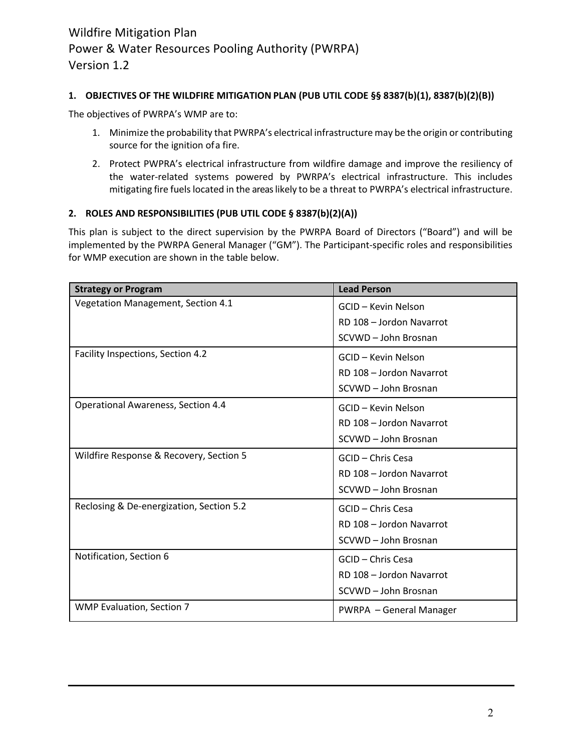## 1. OBJECTIVES OF THE WILDFIRE MITIGATION PLAN (PUB UTIL CODE §§ 8387(b)(1), 8387(b)(2)(B))

The objectives of PWRPA's WMP are to:

1. Minimize the probability that PWRPA's electrical infrastructure may be the origin or contributing source for the ignition of a fire.
2. Protect PWPRA's electrical infrastructure from wildfire damage and improve the resiliency of the water-related systems powered by PWRPA's electrical infrastructure. This includes mitigating fire fuels located in the areas likely to be a threat to PWRPA's electrical infrastructure.

## 2. ROLES AND RESPONSIBILITIES (PUB UTIL CODE § 8387(b)(2)(A))

This plan is subject to the direct supervision by the PWRPA Board of Directors ("Board") and will be implemented by the PWRPA General Manager ("GM"). The Participant-specific roles and responsibilities for WMP execution are shown in the table below.

| Strategy or Program | Lead Person |
|---|---|
| Vegetation Management, Section 4.1 | GCID – Kevin Nelson<br>RD 108 – Jordon Navarrot<br>SCVWD – John Brosnan |
| Facility Inspections, Section 4.2 | GCID – Kevin Nelson<br>RD 108 – Jordon Navarrot<br>SCVWD – John Brosnan |
| Operational Awareness, Section 4.4 | GCID – Kevin Nelson<br>RD 108 – Jordon Navarrot<br>SCVWD – John Brosnan |
| Wildfire Response & Recovery, Section 5 | GCID – Chris Cesa<br>RD 108 – Jordon Navarrot<br>SCVWD – John Brosnan |
| Reclosing & De-energization, Section 5.2 | GCID – Chris Cesa<br>RD 108 – Jordon Navarrot<br>SCVWD – John Brosnan |
| Notification, Section 6 | GCID – Chris Cesa<br>RD 108 – Jordon Navarrot<br>SCVWD – John Brosnan |
| WMP Evaluation, Section 7 | PWRPA – General Manager |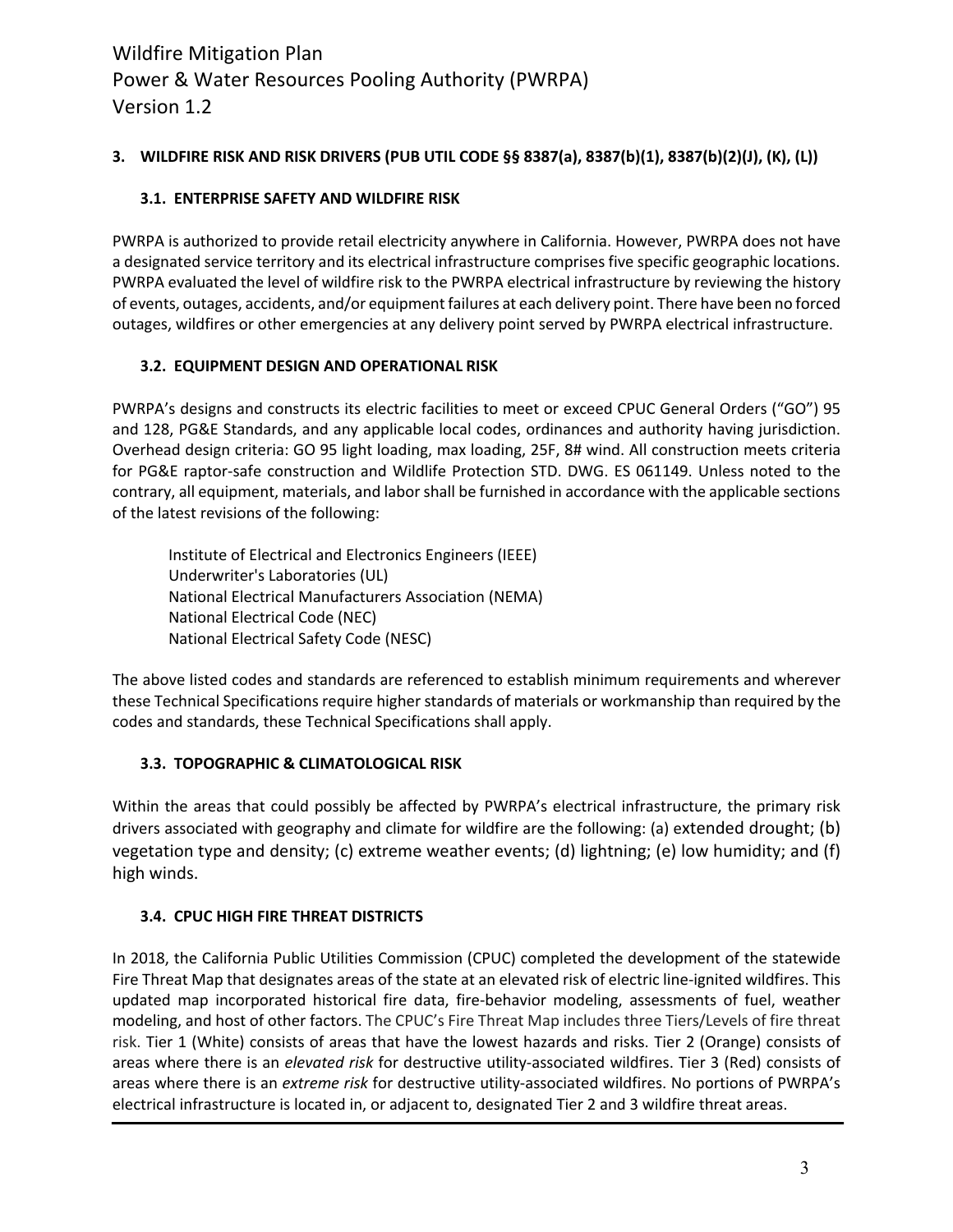## 3. WILDFIRE RISK AND RISK DRIVERS (PUB UTIL CODE §§ 8387(a), 8387(b)(1), 8387(b)(2)(J), (K), (L))

### 3.1. ENTERPRISE SAFETY AND WILDFIRE RISK

PWRPA is authorized to provide retail electricity anywhere in California. However, PWRPA does not have a designated service territory and its electrical infrastructure comprises five specific geographic locations. PWRPA evaluated the level of wildfire risk to the PWRPA electrical infrastructure by reviewing the history of events, outages, accidents, and/or equipment failures at each delivery point. There have been no forced outages, wildfires or other emergencies at any delivery point served by PWRPA electrical infrastructure.

### 3.2. EQUIPMENT DESIGN AND OPERATIONAL RISK

PWRPA's designs and constructs its electric facilities to meet or exceed CPUC General Orders ("GO") 95 and 128, PG&E Standards, and any applicable local codes, ordinances and authority having jurisdiction. Overhead design criteria: GO 95 light loading, max loading, 25F, 8# wind. All construction meets criteria for PG&E raptor-safe construction and Wildlife Protection STD. DWG. ES 061149. Unless noted to the contrary, all equipment, materials, and labor shall be furnished in accordance with the applicable sections of the latest revisions of the following:

Institute of Electrical and Electronics Engineers (IEEE)
Underwriter's Laboratories (UL)
National Electrical Manufacturers Association (NEMA)
National Electrical Code (NEC)
National Electrical Safety Code (NESC)

The above listed codes and standards are referenced to establish minimum requirements and wherever these Technical Specifications require higher standards of materials or workmanship than required by the codes and standards, these Technical Specifications shall apply.

### 3.3. TOPOGRAPHIC & CLIMATOLOGICAL RISK

Within the areas that could possibly be affected by PWRPA's electrical infrastructure, the primary risk drivers associated with geography and climate for wildfire are the following: (a) extended drought; (b) vegetation type and density; (c) extreme weather events; (d) lightning; (e) low humidity; and (f) high winds.

### 3.4. CPUC HIGH FIRE THREAT DISTRICTS

In 2018, the California Public Utilities Commission (CPUC) completed the development of the statewide Fire Threat Map that designates areas of the state at an elevated risk of electric line-ignited wildfires. This updated map incorporated historical fire data, fire-behavior modeling, assessments of fuel, weather modeling, and host of other factors. The CPUC's Fire Threat Map includes three Tiers/Levels of fire threat risk. Tier 1 (White) consists of areas that have the lowest hazards and risks. Tier 2 (Orange) consists of areas where there is an *elevated risk* for destructive utility-associated wildfires. Tier 3 (Red) consists of areas where there is an *extreme risk* for destructive utility-associated wildfires. No portions of PWRPA's electrical infrastructure is located in, or adjacent to, designated Tier 2 and 3 wildfire threat areas.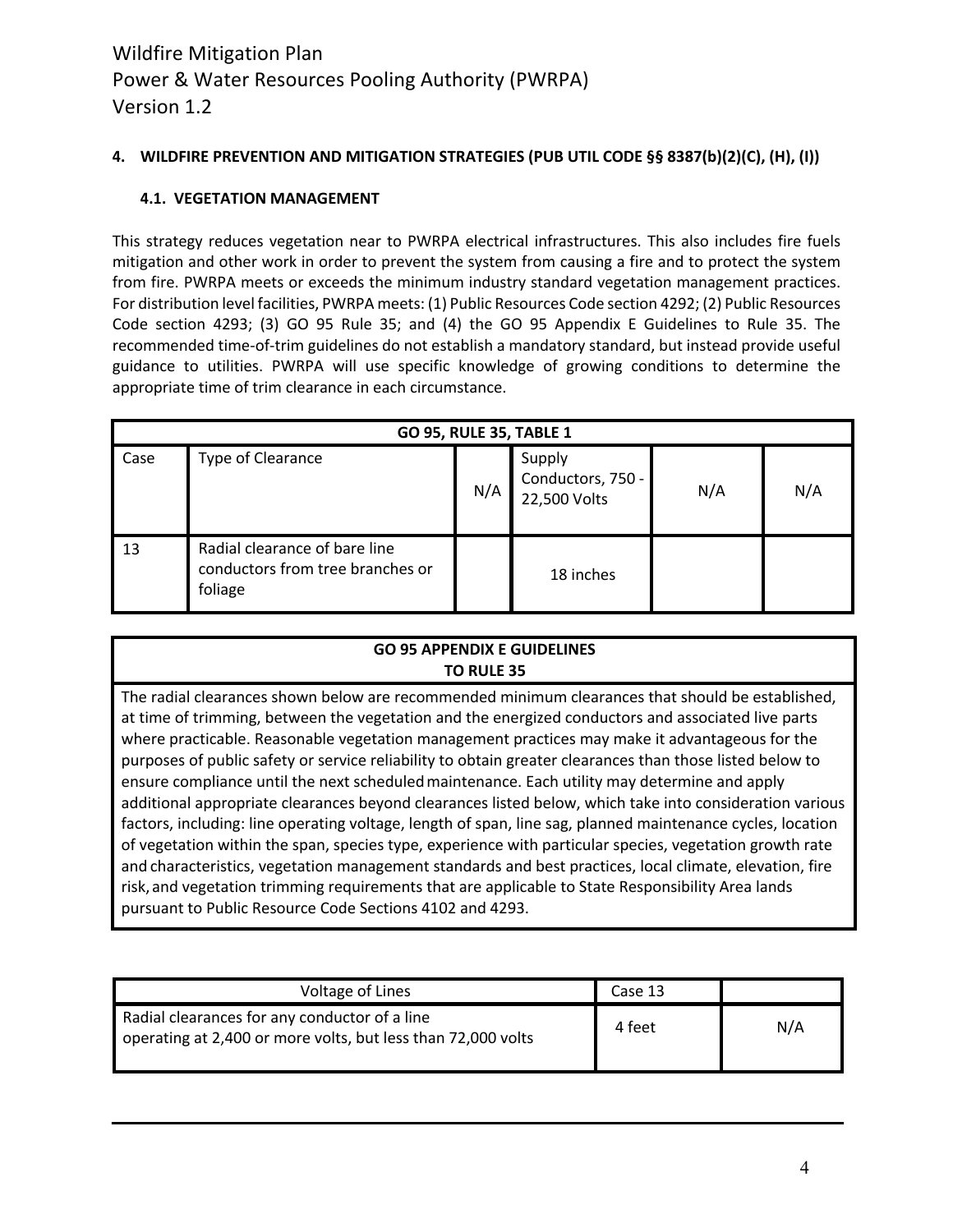## 4. WILDFIRE PREVENTION AND MITIGATION STRATEGIES (PUB UTIL CODE §§ 8387(b)(2)(C), (H), (I))

### 4.1. VEGETATION MANAGEMENT

This strategy reduces vegetation near to PWRPA electrical infrastructures. This also includes fire fuels mitigation and other work in order to prevent the system from causing a fire and to protect the system from fire. PWRPA meets or exceeds the minimum industry standard vegetation management practices. For distribution level facilities, PWRPA meets: (1) Public Resources Code section 4292; (2) Public Resources Code section 4293; (3) GO 95 Rule 35; and (4) the GO 95 Appendix E Guidelines to Rule 35. The recommended time-of-trim guidelines do not establish a mandatory standard, but instead provide useful guidance to utilities. PWRPA will use specific knowledge of growing conditions to determine the appropriate time of trim clearance in each circumstance.

| GO 95, RULE 35, TABLE 1 | | | | | |
|---|---|---|---|---|---|
| Case | Type of Clearance | N/A | Supply Conductors, 750 - 22,500 Volts | N/A | N/A |
| 13 | Radial clearance of bare line conductors from tree branches or foliage | | 18 inches | | |

| GO 95 APPENDIX E GUIDELINES TO RULE 35 |
|---|
| The radial clearances shown below are recommended minimum clearances that should be established, at time of trimming, between the vegetation and the energized conductors and associated live parts where practicable. Reasonable vegetation management practices may make it advantageous for the purposes of public safety or service reliability to obtain greater clearances than those listed below to ensure compliance until the next scheduled maintenance. Each utility may determine and apply additional appropriate clearances beyond clearances listed below, which take into consideration various factors, including: line operating voltage, length of span, line sag, planned maintenance cycles, location of vegetation within the span, species type, experience with particular species, vegetation growth rate and characteristics, vegetation management standards and best practices, local climate, elevation, fire risk, and vegetation trimming requirements that are applicable to State Responsibility Area lands pursuant to Public Resource Code Sections 4102 and 4293. |

| Voltage of Lines | Case 13 | |
|---|---|---|
| Radial clearances for any conductor of a line operating at 2,400 or more volts, but less than 72,000 volts | 4 feet | N/A |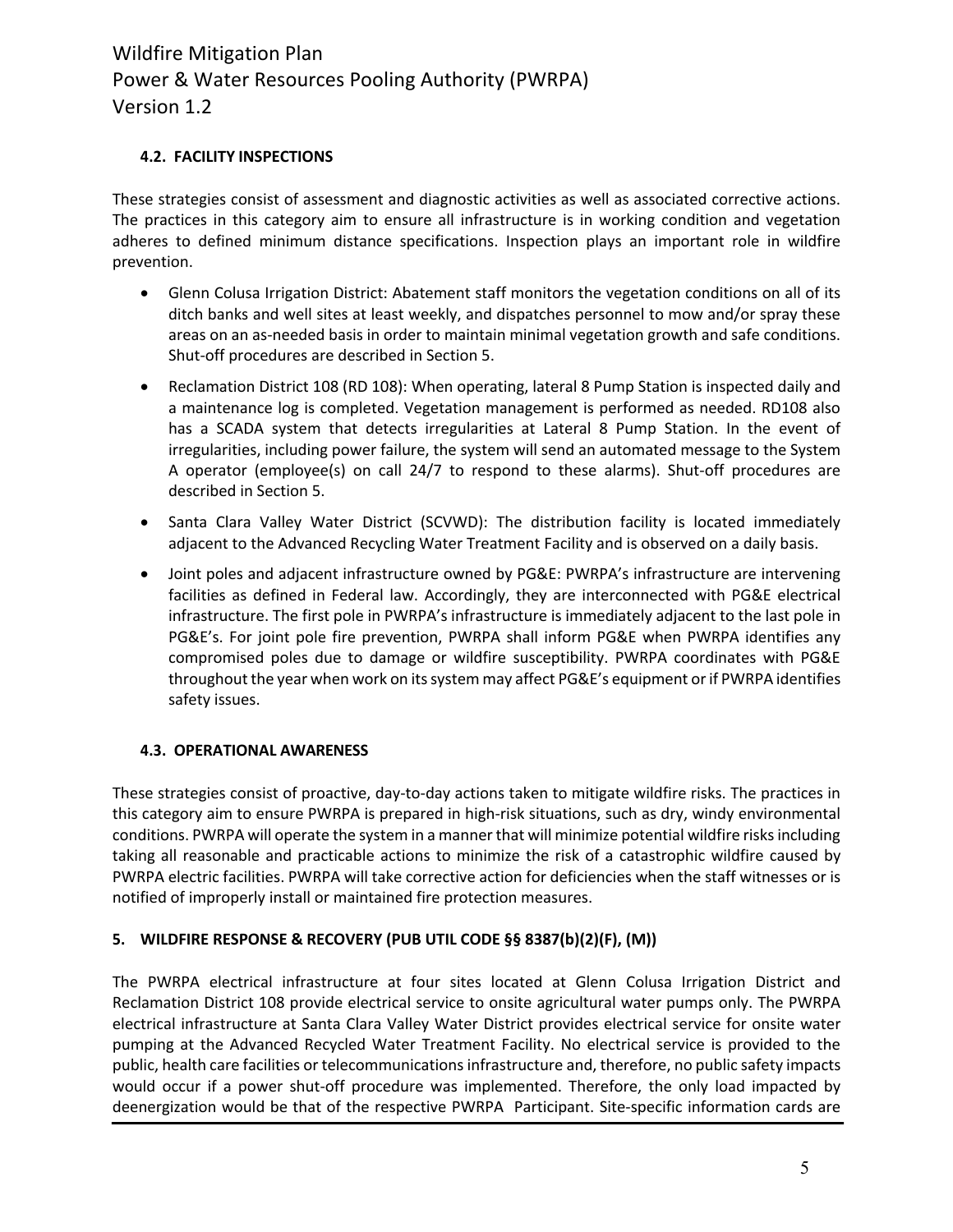### 4.2. FACILITY INSPECTIONS

These strategies consist of assessment and diagnostic activities as well as associated corrective actions. The practices in this category aim to ensure all infrastructure is in working condition and vegetation adheres to defined minimum distance specifications. Inspection plays an important role in wildfire prevention.

- Glenn Colusa Irrigation District: Abatement staff monitors the vegetation conditions on all of its ditch banks and well sites at least weekly, and dispatches personnel to mow and/or spray these areas on an as-needed basis in order to maintain minimal vegetation growth and safe conditions. Shut-off procedures are described in Section 5.
- Reclamation District 108 (RD 108): When operating, lateral 8 Pump Station is inspected daily and a maintenance log is completed. Vegetation management is performed as needed. RD108 also has a SCADA system that detects irregularities at Lateral 8 Pump Station. In the event of irregularities, including power failure, the system will send an automated message to the System A operator (employee(s) on call 24/7 to respond to these alarms). Shut-off procedures are described in Section 5.
- Santa Clara Valley Water District (SCVWD): The distribution facility is located immediately adjacent to the Advanced Recycling Water Treatment Facility and is observed on a daily basis.
- Joint poles and adjacent infrastructure owned by PG&E: PWRPA's infrastructure are intervening facilities as defined in Federal law. Accordingly, they are interconnected with PG&E electrical infrastructure. The first pole in PWRPA's infrastructure is immediately adjacent to the last pole in PG&E's. For joint pole fire prevention, PWRPA shall inform PG&E when PWRPA identifies any compromised poles due to damage or wildfire susceptibility. PWRPA coordinates with PG&E throughout the year when work on its system may affect PG&E's equipment or if PWRPA identifies safety issues.

### 4.3. OPERATIONAL AWARENESS

These strategies consist of proactive, day-to-day actions taken to mitigate wildfire risks. The practices in this category aim to ensure PWRPA is prepared in high-risk situations, such as dry, windy environmental conditions. PWRPA will operate the system in a manner that will minimize potential wildfire risks including taking all reasonable and practicable actions to minimize the risk of a catastrophic wildfire caused by PWRPA electric facilities. PWRPA will take corrective action for deficiencies when the staff witnesses or is notified of improperly install or maintained fire protection measures.

## 5. WILDFIRE RESPONSE & RECOVERY (PUB UTIL CODE §§ 8387(b)(2)(F), (M))

The PWRPA electrical infrastructure at four sites located at Glenn Colusa Irrigation District and Reclamation District 108 provide electrical service to onsite agricultural water pumps only. The PWRPA electrical infrastructure at Santa Clara Valley Water District provides electrical service for onsite water pumping at the Advanced Recycled Water Treatment Facility. No electrical service is provided to the public, health care facilities or telecommunications infrastructure and, therefore, no public safety impacts would occur if a power shut-off procedure was implemented. Therefore, the only load impacted by deenergization would be that of the respective PWRPA Participant. Site-specific information cards are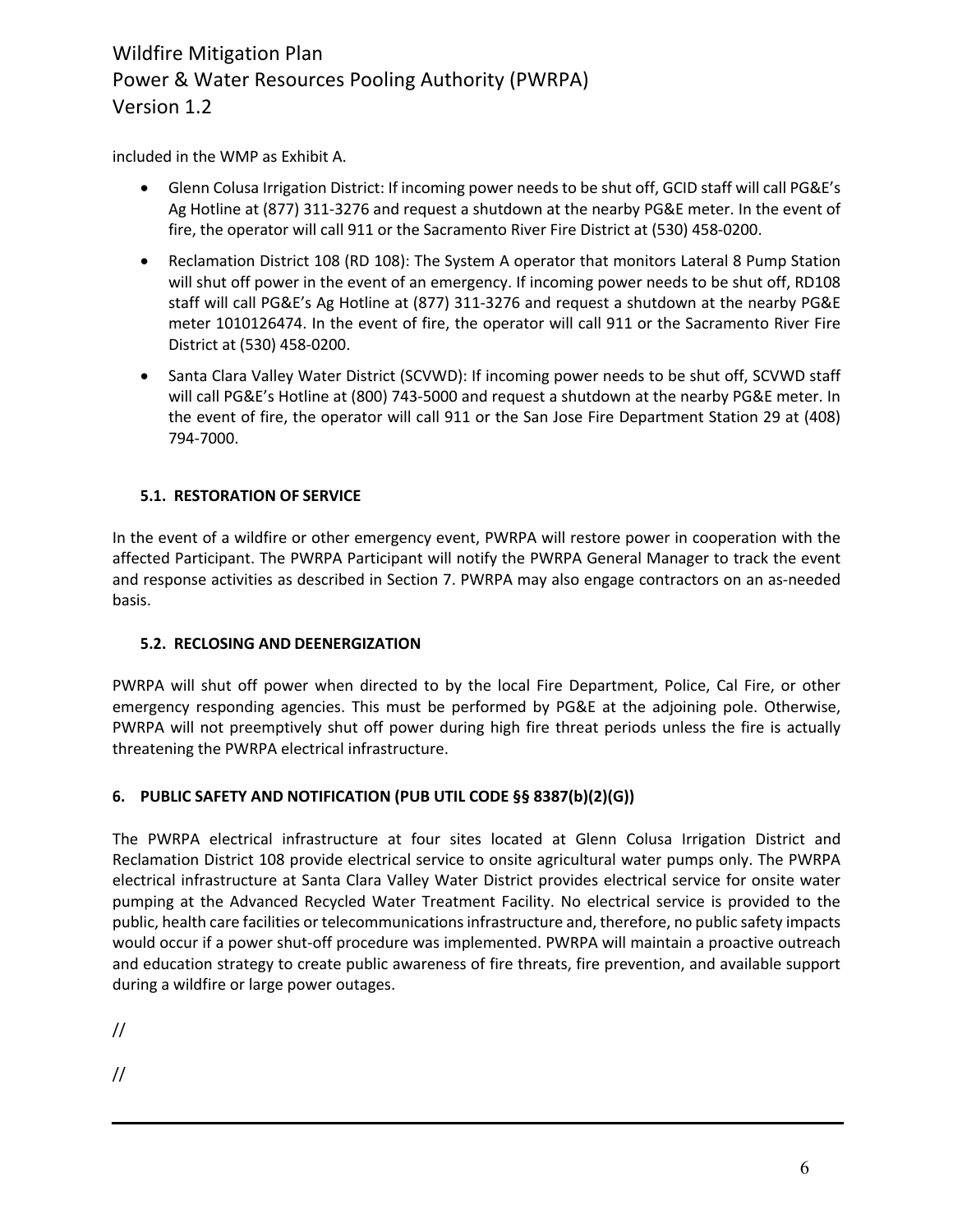included in the WMP as Exhibit A.

- Glenn Colusa Irrigation District: If incoming power needs to be shut off, GCID staff will call PG&E's Ag Hotline at (877) 311-3276 and request a shutdown at the nearby PG&E meter. In the event of fire, the operator will call 911 or the Sacramento River Fire District at (530) 458-0200.
- Reclamation District 108 (RD 108): The System A operator that monitors Lateral 8 Pump Station will shut off power in the event of an emergency. If incoming power needs to be shut off, RD108 staff will call PG&E's Ag Hotline at (877) 311-3276 and request a shutdown at the nearby PG&E meter 1010126474. In the event of fire, the operator will call 911 or the Sacramento River Fire District at (530) 458-0200.
- Santa Clara Valley Water District (SCVWD): If incoming power needs to be shut off, SCVWD staff will call PG&E's Hotline at (800) 743-5000 and request a shutdown at the nearby PG&E meter. In the event of fire, the operator will call 911 or the San Jose Fire Department Station 29 at (408) 794-7000.

### 5.1. RESTORATION OF SERVICE

In the event of a wildfire or other emergency event, PWRPA will restore power in cooperation with the affected Participant. The PWRPA Participant will notify the PWRPA General Manager to track the event and response activities as described in Section 7. PWRPA may also engage contractors on an as-needed basis.

### 5.2. RECLOSING AND DEENERGIZATION

PWRPA will shut off power when directed to by the local Fire Department, Police, Cal Fire, or other emergency responding agencies. This must be performed by PG&E at the adjoining pole. Otherwise, PWRPA will not preemptively shut off power during high fire threat periods unless the fire is actually threatening the PWRPA electrical infrastructure.

## 6. PUBLIC SAFETY AND NOTIFICATION (PUB UTIL CODE §§ 8387(b)(2)(G))

The PWRPA electrical infrastructure at four sites located at Glenn Colusa Irrigation District and Reclamation District 108 provide electrical service to onsite agricultural water pumps only. The PWRPA electrical infrastructure at Santa Clara Valley Water District provides electrical service for onsite water pumping at the Advanced Recycled Water Treatment Facility. No electrical service is provided to the public, health care facilities or telecommunications infrastructure and, therefore, no public safety impacts would occur if a power shut-off procedure was implemented. PWRPA will maintain a proactive outreach and education strategy to create public awareness of fire threats, fire prevention, and available support during a wildfire or large power outages.

//

//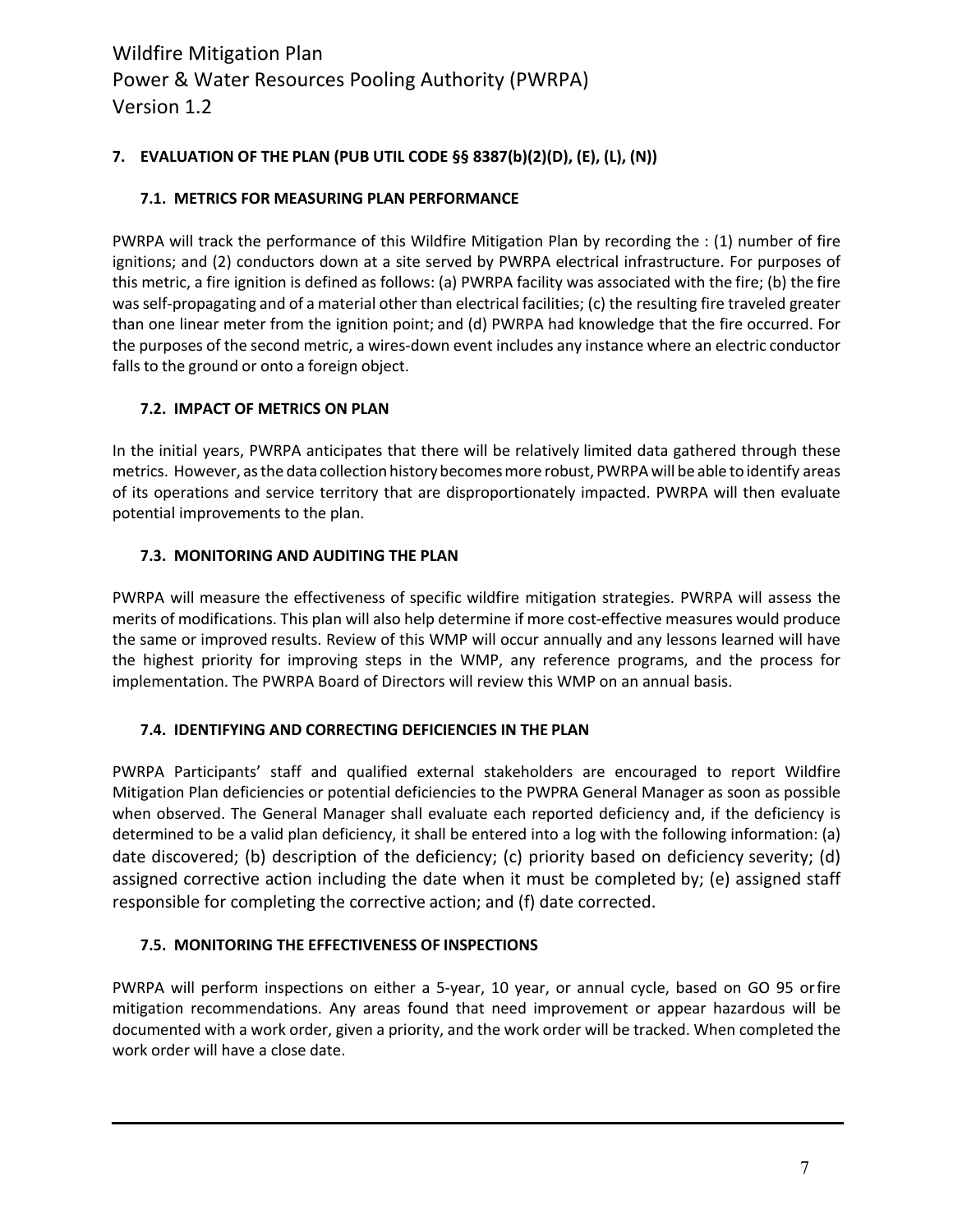## 7. EVALUATION OF THE PLAN (PUB UTIL CODE §§ 8387(b)(2)(D), (E), (L), (N))

### 7.1. METRICS FOR MEASURING PLAN PERFORMANCE

PWRPA will track the performance of this Wildfire Mitigation Plan by recording the : (1) number of fire ignitions; and (2) conductors down at a site served by PWRPA electrical infrastructure. For purposes of this metric, a fire ignition is defined as follows: (a) PWRPA facility was associated with the fire; (b) the fire was self-propagating and of a material other than electrical facilities; (c) the resulting fire traveled greater than one linear meter from the ignition point; and (d) PWRPA had knowledge that the fire occurred. For the purposes of the second metric, a wires-down event includes any instance where an electric conductor falls to the ground or onto a foreign object.

### 7.2. IMPACT OF METRICS ON PLAN

In the initial years, PWRPA anticipates that there will be relatively limited data gathered through these metrics. However, as the data collection history becomes more robust, PWRPA will be able to identify areas of its operations and service territory that are disproportionately impacted. PWRPA will then evaluate potential improvements to the plan.

### 7.3. MONITORING AND AUDITING THE PLAN

PWRPA will measure the effectiveness of specific wildfire mitigation strategies. PWRPA will assess the merits of modifications. This plan will also help determine if more cost-effective measures would produce the same or improved results. Review of this WMP will occur annually and any lessons learned will have the highest priority for improving steps in the WMP, any reference programs, and the process for implementation. The PWRPA Board of Directors will review this WMP on an annual basis.

### 7.4. IDENTIFYING AND CORRECTING DEFICIENCIES IN THE PLAN

PWRPA Participants' staff and qualified external stakeholders are encouraged to report Wildfire Mitigation Plan deficiencies or potential deficiencies to the PWPRA General Manager as soon as possible when observed. The General Manager shall evaluate each reported deficiency and, if the deficiency is determined to be a valid plan deficiency, it shall be entered into a log with the following information: (a) date discovered; (b) description of the deficiency; (c) priority based on deficiency severity; (d) assigned corrective action including the date when it must be completed by; (e) assigned staff responsible for completing the corrective action; and (f) date corrected.

### 7.5. MONITORING THE EFFECTIVENESS OF INSPECTIONS

PWRPA will perform inspections on either a 5-year, 10 year, or annual cycle, based on GO 95 orfire mitigation recommendations. Any areas found that need improvement or appear hazardous will be documented with a work order, given a priority, and the work order will be tracked. When completed the work order will have a close date.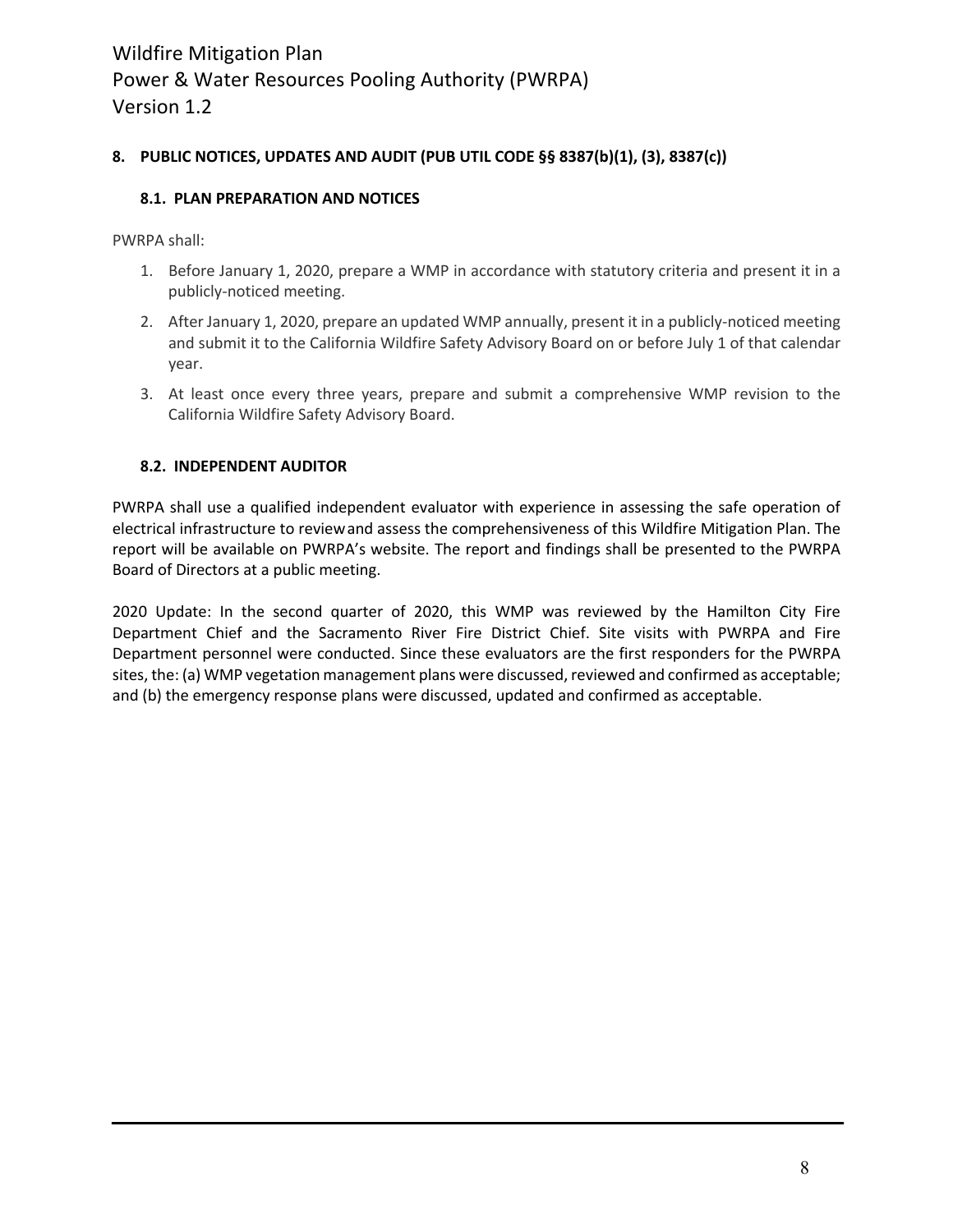## 8. PUBLIC NOTICES, UPDATES AND AUDIT (PUB UTIL CODE §§ 8387(b)(1), (3), 8387(c))

### 8.1. PLAN PREPARATION AND NOTICES

PWRPA shall:

1. Before January 1, 2020, prepare a WMP in accordance with statutory criteria and present it in a publicly-noticed meeting.
2. After January 1, 2020, prepare an updated WMP annually, present it in a publicly-noticed meeting and submit it to the California Wildfire Safety Advisory Board on or before July 1 of that calendar year.
3. At least once every three years, prepare and submit a comprehensive WMP revision to the California Wildfire Safety Advisory Board.

### 8.2. INDEPENDENT AUDITOR

PWRPA shall use a qualified independent evaluator with experience in assessing the safe operation of electrical infrastructure to review and assess the comprehensiveness of this Wildfire Mitigation Plan. The report will be available on PWRPA's website. The report and findings shall be presented to the PWRPA Board of Directors at a public meeting.

2020 Update: In the second quarter of 2020, this WMP was reviewed by the Hamilton City Fire Department Chief and the Sacramento River Fire District Chief. Site visits with PWRPA and Fire Department personnel were conducted. Since these evaluators are the first responders for the PWRPA sites, the: (a) WMP vegetation management plans were discussed, reviewed and confirmed as acceptable; and (b) the emergency response plans were discussed, updated and confirmed as acceptable.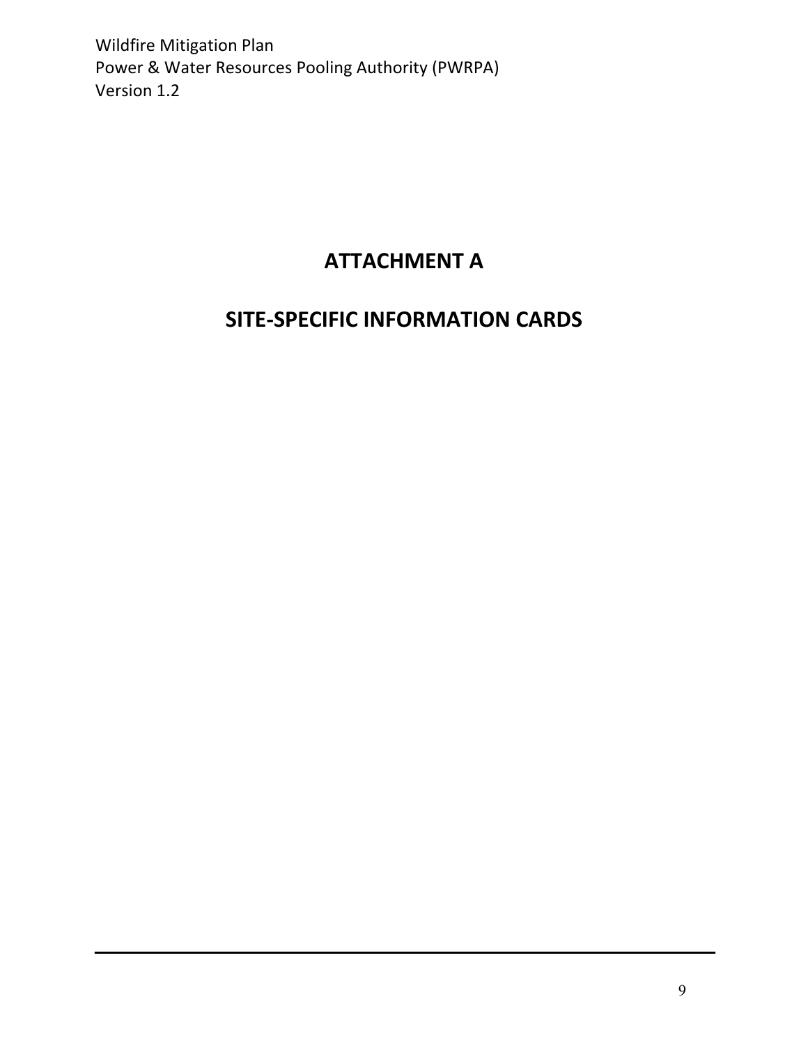# ATTACHMENT A

# SITE-SPECIFIC INFORMATION CARDS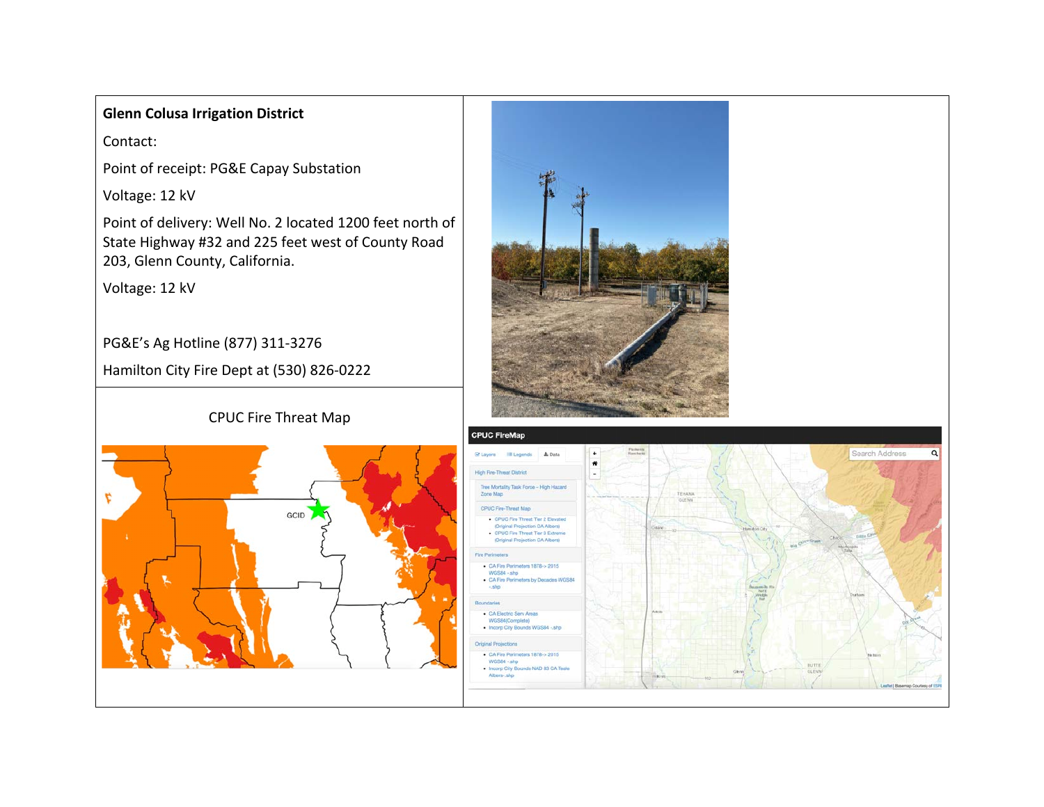**Glenn Colusa Irrigation District**

Contact:

Point of receipt: PG&E Capay Substation

Voltage: 12 kV

Point of delivery: Well No. 2 located 1200 feet north of State Highway #32 and 225 feet west of County Road 203, Glenn County, California.

Voltage: 12 kV

PG&E's Ag Hotline (877) 311-3276

Hamilton City Fire Dept at (530) 826-0222

CPUC Fire Threat Map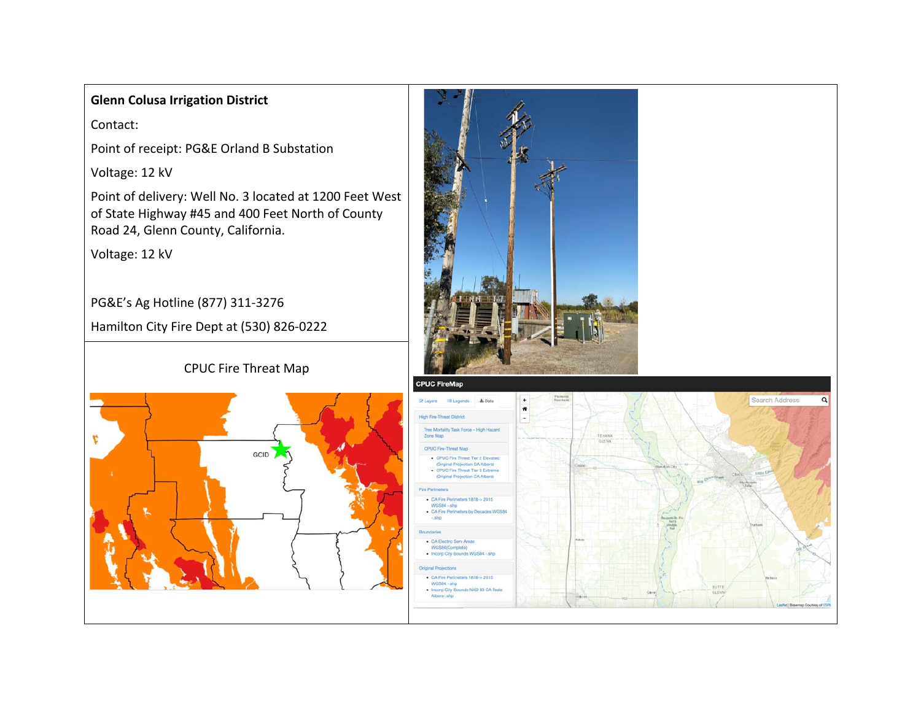**Glenn Colusa Irrigation District**

Contact:

Point of receipt: PG&E Orland B Substation

Voltage: 12 kV

Point of delivery: Well No. 3 located at 1200 Feet West of State Highway #45 and 400 Feet North of County Road 24, Glenn County, California.

Voltage: 12 kV

PG&E's Ag Hotline (877) 311-3276

Hamilton City Fire Dept at (530) 826-0222

CPUC Fire Threat Map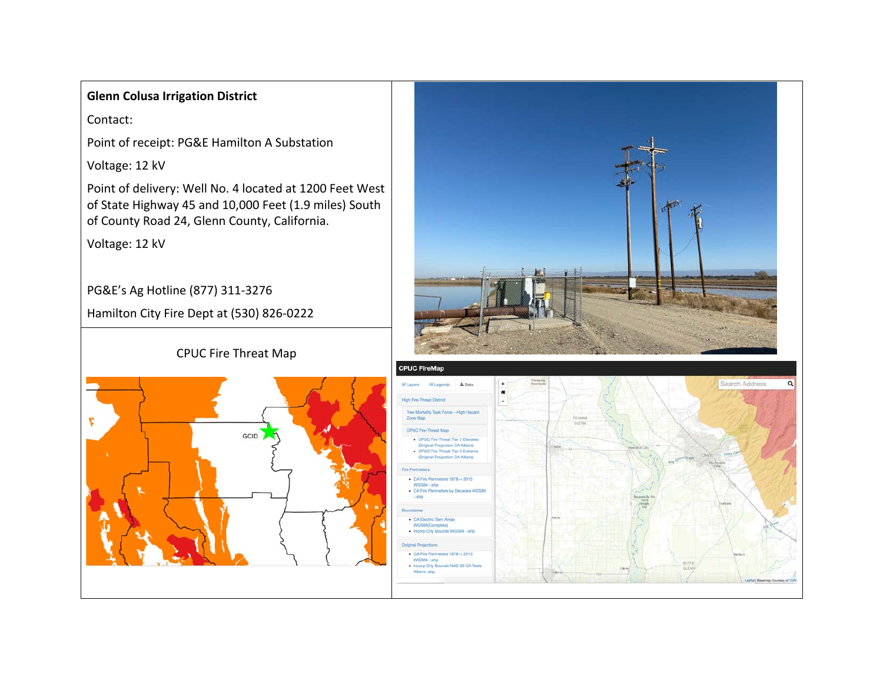**Glenn Colusa Irrigation District**

Contact:

Point of receipt: PG&E Hamilton A Substation

Voltage: 12 kV

Point of delivery: Well No. 4 located at 1200 Feet West of State Highway 45 and 10,000 Feet (1.9 miles) South of County Road 24, Glenn County, California.

Voltage: 12 kV

PG&E's Ag Hotline (877) 311-3276

Hamilton City Fire Dept at (530) 826-0222

CPUC Fire Threat Map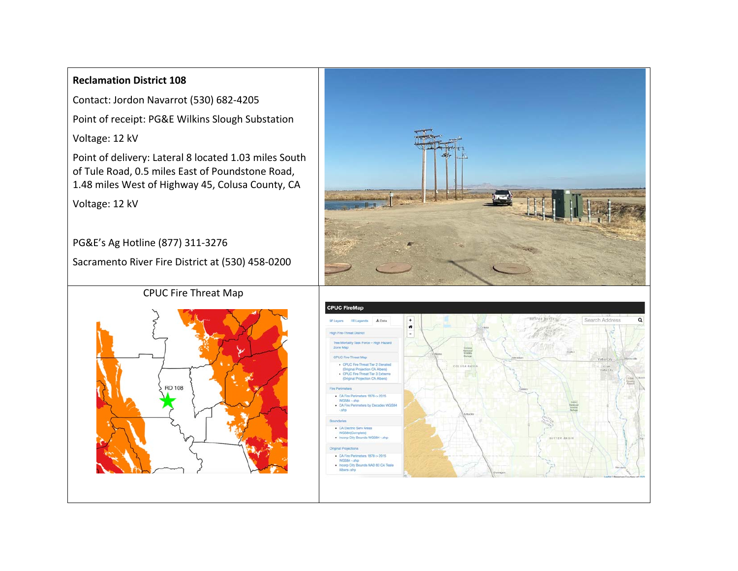**Reclamation District 108**

Contact: Jordon Navarrot (530) 682-4205

Point of receipt: PG&E Wilkins Slough Substation

Voltage: 12 kV

Point of delivery: Lateral 8 located 1.03 miles South of Tule Road, 0.5 miles East of Poundstone Road, 1.48 miles West of Highway 45, Colusa County, CA

Voltage: 12 kV

PG&E's Ag Hotline (877) 311-3276

Sacramento River Fire District at (530) 458-0200

CPUC Fire Threat Map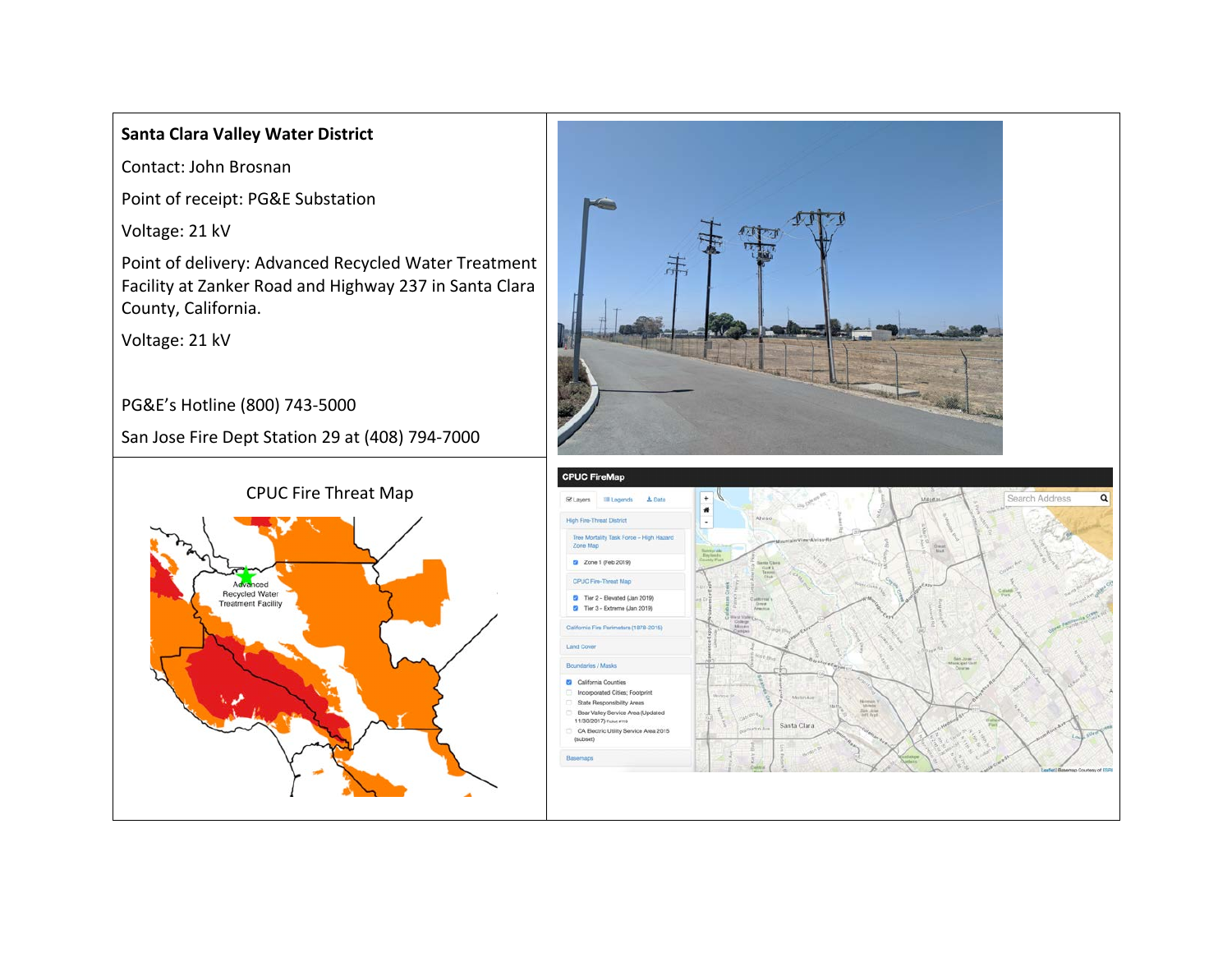**Santa Clara Valley Water District**

Contact: John Brosnan

Point of receipt: PG&E Substation

Voltage: 21 kV

Point of delivery: Advanced Recycled Water Treatment Facility at Zanker Road and Highway 237 in Santa Clara County, California.

Voltage: 21 kV

PG&E's Hotline (800) 743-5000

San Jose Fire Dept Station 29 at (408) 794-7000

CPUC Fire Threat Map

Advanced Recycled Water Treatment Facility